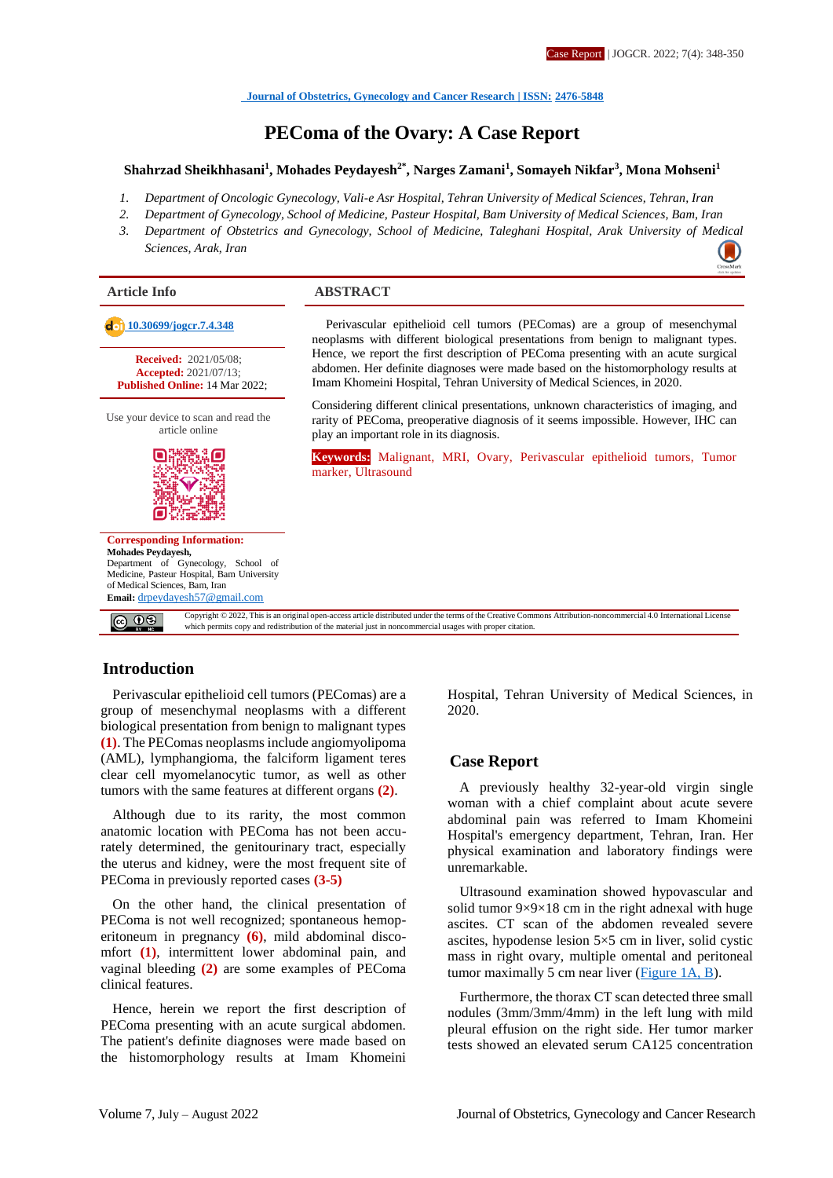Case Report | JOGCR. 2022; 7(4): 348-350

Journal of Obstetrics, Gynecology and Cancer Research | ISSN: 2476-5848

# PEComa of the Ovary: A Case Report

**Shahrzad Sheikhhasani[1], Mohades Peydayesh[2*], Narges Zamani[1], Somayeh Nikfar[3], Mona Mohseni[1]**

1. *Department of Oncologic Gynecology, Vali-e Asr Hospital, Tehran University of Medical Sciences, Tehran, Iran*
2. *Department of Gynecology, School of Medicine, Pasteur Hospital, Bam University of Medical Sciences, Bam, Iran*
3. *Department of Obstetrics and Gynecology, School of Medicine, Taleghani Hospital, Arak University of Medical Sciences, Arak, Iran*

## Article Info

10.30699/jogcr.7.4.348

**Received:** 2021/05/08;
**Accepted:** 2021/07/13;
**Published Online:** 14 Mar 2022;

Use your device to scan and read the article online

**Corresponding Information:**
**Mohades Peydayesh,**
Department of Gynecology, School of Medicine, Pasteur Hospital, Bam University of Medical Sciences, Bam, Iran
**Email:** drpeydayesh57@gmail.com

## ABSTRACT

Perivascular epithelioid cell tumors (PEComas) are a group of mesenchymal neoplasms with different biological presentations from benign to malignant types. Hence, we report the first description of PEComa presenting with an acute surgical abdomen. Her definite diagnoses were made based on the histomorphology results at Imam Khomeini Hospital, Tehran University of Medical Sciences, in 2020.

Considering different clinical presentations, unknown characteristics of imaging, and rarity of PEComa, preoperative diagnosis of it seems impossible. However, IHC can play an important role in its diagnosis.

**Keywords:** Malignant, MRI, Ovary, Perivascular epithelioid tumors, Tumor marker, Ultrasound

Copyright © 2022, This is an original open-access article distributed under the terms of the Creative Commons Attribution-noncommercial 4.0 International License which permits copy and redistribution of the material just in noncommercial usages with proper citation.

## Introduction

Perivascular epithelioid cell tumors (PEComas) are a group of mesenchymal neoplasms with a different biological presentation from benign to malignant types **(1)**. The PEComas neoplasms include angiomyolipoma (AML), lymphangioma, the falciform ligament teres clear cell myomelanocytic tumor, as well as other tumors with the same features at different organs **(2)**.

Although due to its rarity, the most common anatomic location with PEComa has not been accurately determined, the genitourinary tract, especially the uterus and kidney, were the most frequent site of PEComa in previously reported cases **(3-5)**

On the other hand, the clinical presentation of PEComa is not well recognized; spontaneous hemoperitoneum in pregnancy **(6)**, mild abdominal discomfort **(1)**, intermittent lower abdominal pain, and vaginal bleeding **(2)** are some examples of PEComa clinical features.

Hence, herein we report the first description of PEComa presenting with an acute surgical abdomen. The patient's definite diagnoses were made based on the histomorphology results at Imam Khomeini Hospital, Tehran University of Medical Sciences, in 2020.

## Case Report

A previously healthy 32-year-old virgin single woman with a chief complaint about acute severe abdominal pain was referred to Imam Khomeini Hospital's emergency department, Tehran, Iran. Her physical examination and laboratory findings were unremarkable.

Ultrasound examination showed hypovascular and solid tumor 9×9×18 cm in the right adnexal with huge ascites. CT scan of the abdomen revealed severe ascites, hypodense lesion 5×5 cm in liver, solid cystic mass in right ovary, multiple omental and peritoneal tumor maximally 5 cm near liver (Figure 1A, B).

Furthermore, the thorax CT scan detected three small nodules (3mm/3mm/4mm) in the left lung with mild pleural effusion on the right side. Her tumor marker tests showed an elevated serum CA125 concentration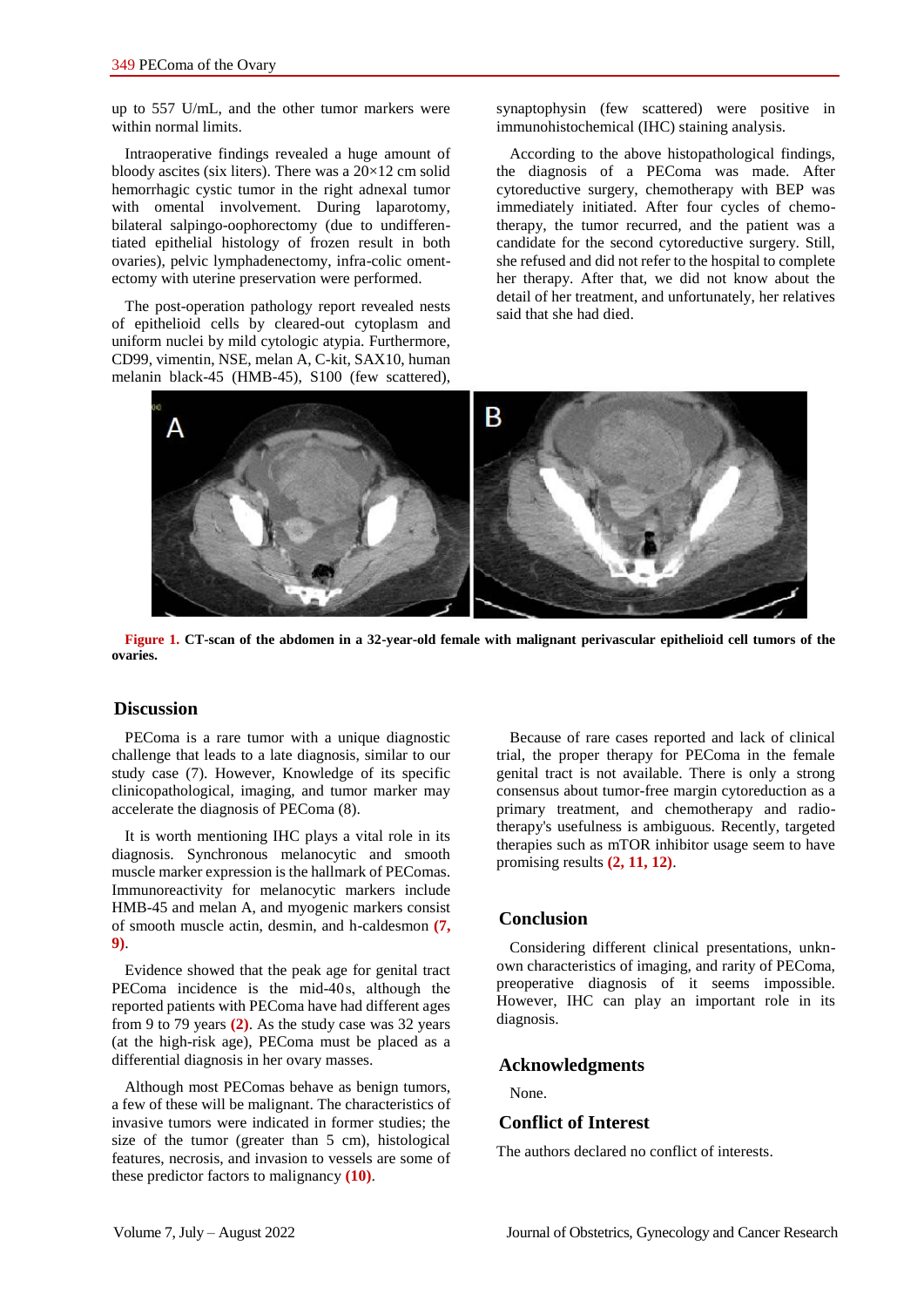up to 557 U/mL, and the other tumor markers were within normal limits.

Intraoperative findings revealed a huge amount of bloody ascites (six liters). There was a 20×12 cm solid hemorrhagic cystic tumor in the right adnexal tumor with omental involvement. During laparotomy, bilateral salpingo-oophorectomy (due to undifferentiated epithelial histology of frozen result in both ovaries), pelvic lymphadenectomy, infra-colic omentectomy with uterine preservation were performed.

The post-operation pathology report revealed nests of epithelioid cells by cleared-out cytoplasm and uniform nuclei by mild cytologic atypia. Furthermore, CD99, vimentin, NSE, melan A, C-kit, SAX10, human melanin black-45 (HMB-45), S100 (few scattered), synaptophysin (few scattered) were positive in immunohistochemical (IHC) staining analysis.

According to the above histopathological findings, the diagnosis of a PEComa was made. After cytoreductive surgery, chemotherapy with BEP was immediately initiated. After four cycles of chemotherapy, the tumor recurred, and the patient was a candidate for the second cytoreductive surgery. Still, she refused and did not refer to the hospital to complete her therapy. After that, we did not know about the detail of her treatment, and unfortunately, her relatives said that she had died.

**Figure 1. CT-scan of the abdomen in a 32-year-old female with malignant perivascular epithelioid cell tumors of the ovaries.**

## Discussion

PEComa is a rare tumor with a unique diagnostic challenge that leads to a late diagnosis, similar to our study case (7). However, Knowledge of its specific clinicopathological, imaging, and tumor marker may accelerate the diagnosis of PEComa (8).

It is worth mentioning IHC plays a vital role in its diagnosis. Synchronous melanocytic and smooth muscle marker expression is the hallmark of PEComas. Immunoreactivity for melanocytic markers include HMB-45 and melan A, and myogenic markers consist of smooth muscle actin, desmin, and h-caldesmon (7, 9).

Evidence showed that the peak age for genital tract PEComa incidence is the mid-40s, although the reported patients with PEComa have had different ages from 9 to 79 years (2). As the study case was 32 years (at the high-risk age), PEComa must be placed as a differential diagnosis in her ovary masses.

Although most PEComas behave as benign tumors, a few of these will be malignant. The characteristics of invasive tumors were indicated in former studies; the size of the tumor (greater than 5 cm), histological features, necrosis, and invasion to vessels are some of these predictor factors to malignancy (10).

Because of rare cases reported and lack of clinical trial, the proper therapy for PEComa in the female genital tract is not available. There is only a strong consensus about tumor-free margin cytoreduction as a primary treatment, and chemotherapy and radiotherapy's usefulness is ambiguous. Recently, targeted therapies such as mTOR inhibitor usage seem to have promising results (2, 11, 12).

## Conclusion

Considering different clinical presentations, unknown characteristics of imaging, and rarity of PEComa, preoperative diagnosis of it seems impossible. However, IHC can play an important role in its diagnosis.

## Acknowledgments

None.

## Conflict of Interest

The authors declared no conflict of interests.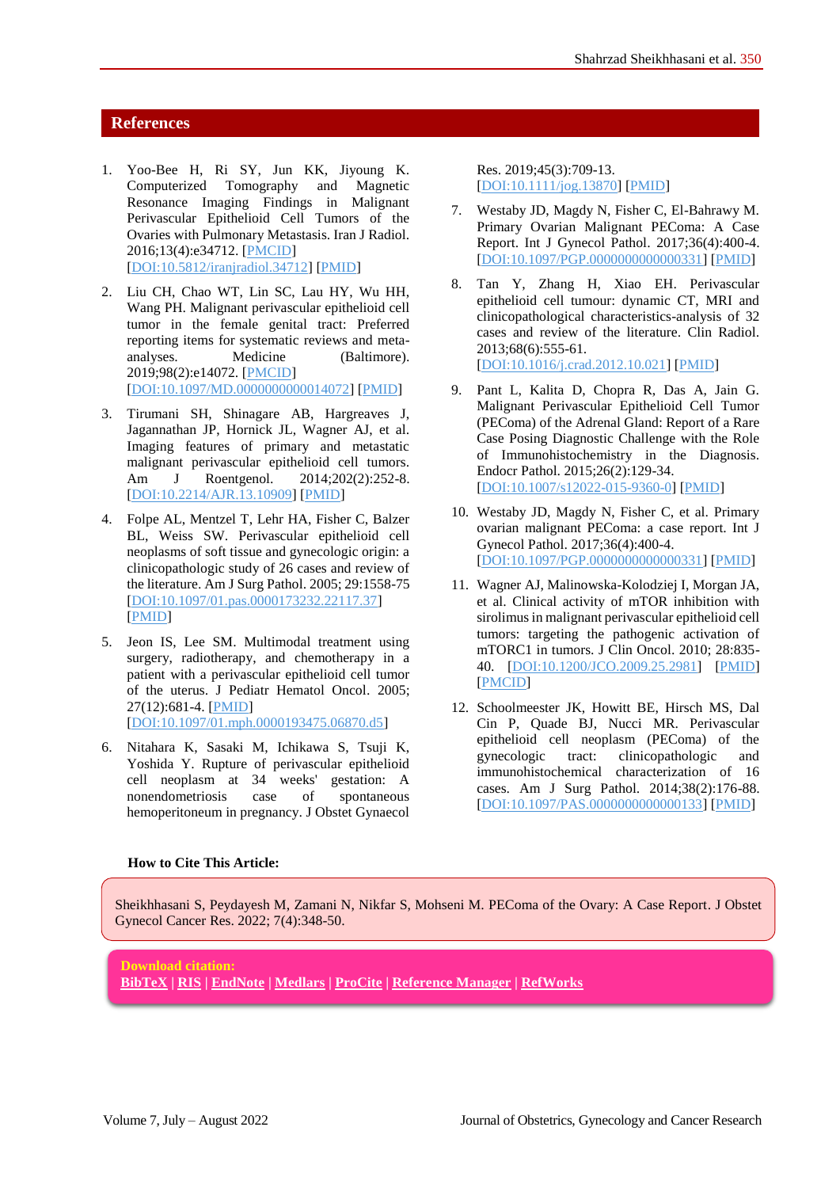## References

1. Yoo-Bee H, Ri SY, Jun KK, Jiyoung K. Computerized Tomography and Magnetic Resonance Imaging Findings in Malignant Perivascular Epithelioid Cell Tumors of the Ovaries with Pulmonary Metastasis. Iran J Radiol. 2016;13(4):e34712. [PMCID] [DOI:10.5812/iranjradiol.34712] [PMID]

2. Liu CH, Chao WT, Lin SC, Lau HY, Wu HH, Wang PH. Malignant perivascular epithelioid cell tumor in the female genital tract: Preferred reporting items for systematic reviews and meta-analyses. Medicine (Baltimore). 2019;98(2):e14072. [PMCID] [DOI:10.1097/MD.0000000000014072] [PMID]

3. Tirumani SH, Shinagare AB, Hargreaves J, Jagannathan JP, Hornick JL, Wagner AJ, et al. Imaging features of primary and metastatic malignant perivascular epithelioid cell tumors. Am J Roentgenol. 2014;202(2):252-8. [DOI:10.2214/AJR.13.10909] [PMID]

4. Folpe AL, Mentzel T, Lehr HA, Fisher C, Balzer BL, Weiss SW. Perivascular epithelioid cell neoplasms of soft tissue and gynecologic origin: a clinicopathologic study of 26 cases and review of the literature. Am J Surg Pathol. 2005; 29:1558-75 [DOI:10.1097/01.pas.0000173232.22117.37] [PMID]

5. Jeon IS, Lee SM. Multimodal treatment using surgery, radiotherapy, and chemotherapy in a patient with a perivascular epithelioid cell tumor of the uterus. J Pediatr Hematol Oncol. 2005; 27(12):681-4. [PMID] [DOI:10.1097/01.mph.0000193475.06870.d5]

6. Nitahara K, Sasaki M, Ichikawa S, Tsuji K, Yoshida Y. Rupture of perivascular epithelioid cell neoplasm at 34 weeks' gestation: A nonendometriosis case of spontaneous hemoperitoneum in pregnancy. J Obstet Gynaecol Res. 2019;45(3):709-13. [DOI:10.1111/jog.13870] [PMID]

7. Westaby JD, Magdy N, Fisher C, El-Bahrawy M. Primary Ovarian Malignant PEComa: A Case Report. Int J Gynecol Pathol. 2017;36(4):400-4. [DOI:10.1097/PGP.0000000000000331] [PMID]

8. Tan Y, Zhang H, Xiao EH. Perivascular epithelioid cell tumour: dynamic CT, MRI and clinicopathological characteristics-analysis of 32 cases and review of the literature. Clin Radiol. 2013;68(6):555-61. [DOI:10.1016/j.crad.2012.10.021] [PMID]

9. Pant L, Kalita D, Chopra R, Das A, Jain G. Malignant Perivascular Epithelioid Cell Tumor (PEComa) of the Adrenal Gland: Report of a Rare Case Posing Diagnostic Challenge with the Role of Immunohistochemistry in the Diagnosis. Endocr Pathol. 2015;26(2):129-34. [DOI:10.1007/s12022-015-9360-0] [PMID]

10. Westaby JD, Magdy N, Fisher C, et al. Primary ovarian malignant PEComa: a case report. Int J Gynecol Pathol. 2017;36(4):400-4. [DOI:10.1097/PGP.0000000000000331] [PMID]

11. Wagner AJ, Malinowska-Kolodziej I, Morgan JA, et al. Clinical activity of mTOR inhibition with sirolimus in malignant perivascular epithelioid cell tumors: targeting the pathogenic activation of mTORC1 in tumors. J Clin Oncol. 2010; 28:835-40. [DOI:10.1200/JCO.2009.25.2981] [PMID] [PMCID]

12. Schoolmeester JK, Howitt BE, Hirsch MS, Dal Cin P, Quade BJ, Nucci MR. Perivascular epithelioid cell neoplasm (PEComa) of the gynecologic tract: clinicopathologic and immunohistochemical characterization of 16 cases. Am J Surg Pathol. 2014;38(2):176-88. [DOI:10.1097/PAS.0000000000000133] [PMID]

**How to Cite This Article:**

Sheikhhasani S, Peydayesh M, Zamani N, Nikfar S, Mohseni M. PEComa of the Ovary: A Case Report. J Obstet Gynecol Cancer Res. 2022; 7(4):348-50.

**Download citation:**
**BibTeX | RIS | EndNote | Medlars | ProCite | Reference Manager | RefWorks**